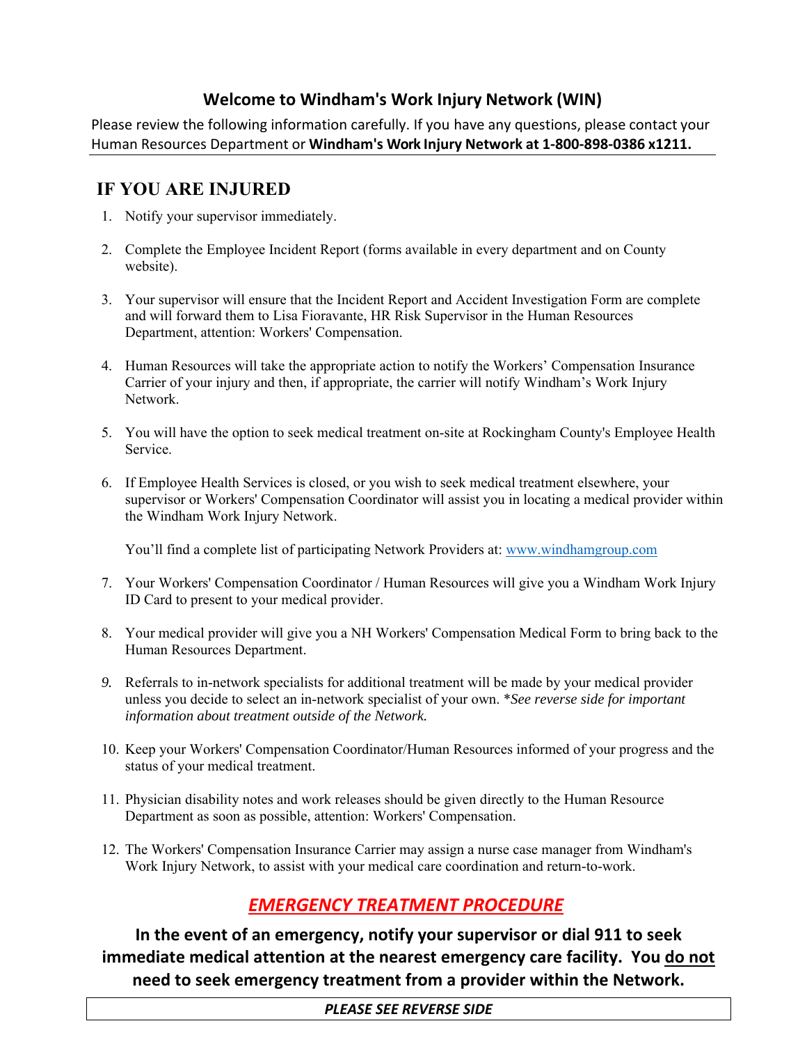## Welcome to Windham's Work Injury Network (WIN)

Please review the following information carefully. If you have any questions, please contact your Human Resources Department or **Windham's Work Injury Network at 1-800-898-0386 x1211.**

## IF YOU ARE INJURED

1. Notify your supervisor immediately.
2. Complete the Employee Incident Report (forms available in every department and on County website).
3. Your supervisor will ensure that the Incident Report and Accident Investigation Form are complete and will forward them to Lisa Fioravante, HR Risk Supervisor in the Human Resources Department, attention: Workers' Compensation.
4. Human Resources will take the appropriate action to notify the Workers' Compensation Insurance Carrier of your injury and then, if appropriate, the carrier will notify Windham's Work Injury Network.
5. You will have the option to seek medical treatment on-site at Rockingham County's Employee Health Service.
6. If Employee Health Services is closed, or you wish to seek medical treatment elsewhere, your supervisor or Workers' Compensation Coordinator will assist you in locating a medical provider within the Windham Work Injury Network.

   You'll find a complete list of participating Network Providers at: www.windhamgroup.com

7. Your Workers' Compensation Coordinator / Human Resources will give you a Windham Work Injury ID Card to present to your medical provider.
8. Your medical provider will give you a NH Workers' Compensation Medical Form to bring back to the Human Resources Department.
9. Referrals to in-network specialists for additional treatment will be made by your medical provider unless you decide to select an in-network specialist of your own. **See reverse side for important information about treatment outside of the Network.*
10. Keep your Workers' Compensation Coordinator/Human Resources informed of your progress and the status of your medical treatment.
11. Physician disability notes and work releases should be given directly to the Human Resource Department as soon as possible, attention: Workers' Compensation.
12. The Workers' Compensation Insurance Carrier may assign a nurse case manager from Windham's Work Injury Network, to assist with your medical care coordination and return-to-work.

## *EMERGENCY TREATMENT PROCEDURE*

**In the event of an emergency, notify your supervisor or dial 911 to seek immediate medical attention at the nearest emergency care facility. You do not need to seek emergency treatment from a provider within the Network.**

***PLEASE SEE REVERSE SIDE***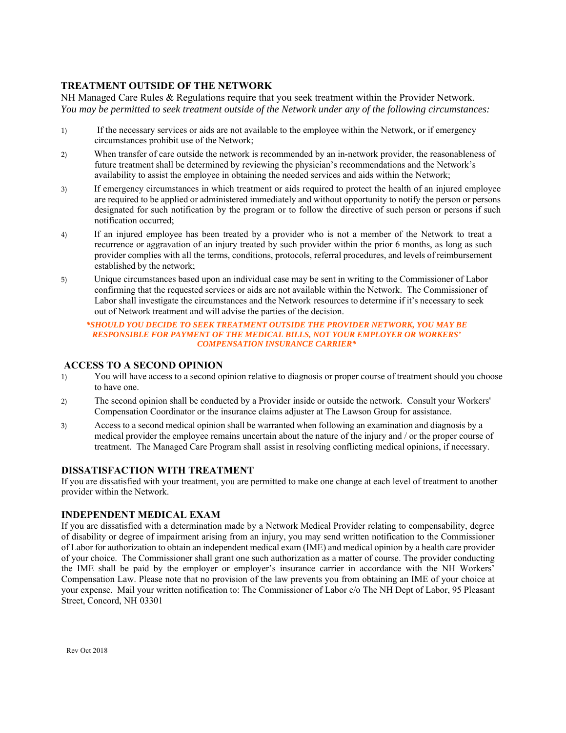## TREATMENT OUTSIDE OF THE NETWORK

NH Managed Care Rules & Regulations require that you seek treatment within the Provider Network.
*You may be permitted to seek treatment outside of the Network under any of the following circumstances:*

1) If the necessary services or aids are not available to the employee within the Network, or if emergency circumstances prohibit use of the Network;
2) When transfer of care outside the network is recommended by an in-network provider, the reasonableness of future treatment shall be determined by reviewing the physician's recommendations and the Network's availability to assist the employee in obtaining the needed services and aids within the Network;
3) If emergency circumstances in which treatment or aids required to protect the health of an injured employee are required to be applied or administered immediately and without opportunity to notify the person or persons designated for such notification by the program or to follow the directive of such person or persons if such notification occurred;
4) If an injured employee has been treated by a provider who is not a member of the Network to treat a recurrence or aggravation of an injury treated by such provider within the prior 6 months, as long as such provider complies with all the terms, conditions, protocols, referral procedures, and levels of reimbursement established by the network;
5) Unique circumstances based upon an individual case may be sent in writing to the Commissioner of Labor confirming that the requested services or aids are not available within the Network. The Commissioner of Labor shall investigate the circumstances and the Network resources to determine if it's necessary to seek out of Network treatment and will advise the parties of the decision.

***SHOULD YOU DECIDE TO SEEK TREATMENT OUTSIDE THE PROVIDER NETWORK, YOU MAY BE RESPONSIBLE FOR PAYMENT OF THE MEDICAL BILLS, NOT YOUR EMPLOYER OR WORKERS' COMPENSATION INSURANCE CARRIER***

## ACCESS TO A SECOND OPINION

1) You will have access to a second opinion relative to diagnosis or proper course of treatment should you choose to have one.
2) The second opinion shall be conducted by a Provider inside or outside the network. Consult your Workers' Compensation Coordinator or the insurance claims adjuster at The Lawson Group for assistance.
3) Access to a second medical opinion shall be warranted when following an examination and diagnosis by a medical provider the employee remains uncertain about the nature of the injury and / or the proper course of treatment. The Managed Care Program shall assist in resolving conflicting medical opinions, if necessary.

## DISSATISFACTION WITH TREATMENT

If you are dissatisfied with your treatment, you are permitted to make one change at each level of treatment to another provider within the Network.

## INDEPENDENT MEDICAL EXAM

If you are dissatisfied with a determination made by a Network Medical Provider relating to compensability, degree of disability or degree of impairment arising from an injury, you may send written notification to the Commissioner of Labor for authorization to obtain an independent medical exam (IME) and medical opinion by a health care provider of your choice. The Commissioner shall grant one such authorization as a matter of course. The provider conducting the IME shall be paid by the employer or employer's insurance carrier in accordance with the NH Workers' Compensation Law. Please note that no provision of the law prevents you from obtaining an IME of your choice at your expense. Mail your written notification to: The Commissioner of Labor c/o The NH Dept of Labor, 95 Pleasant Street, Concord, NH 03301

Rev Oct 2018